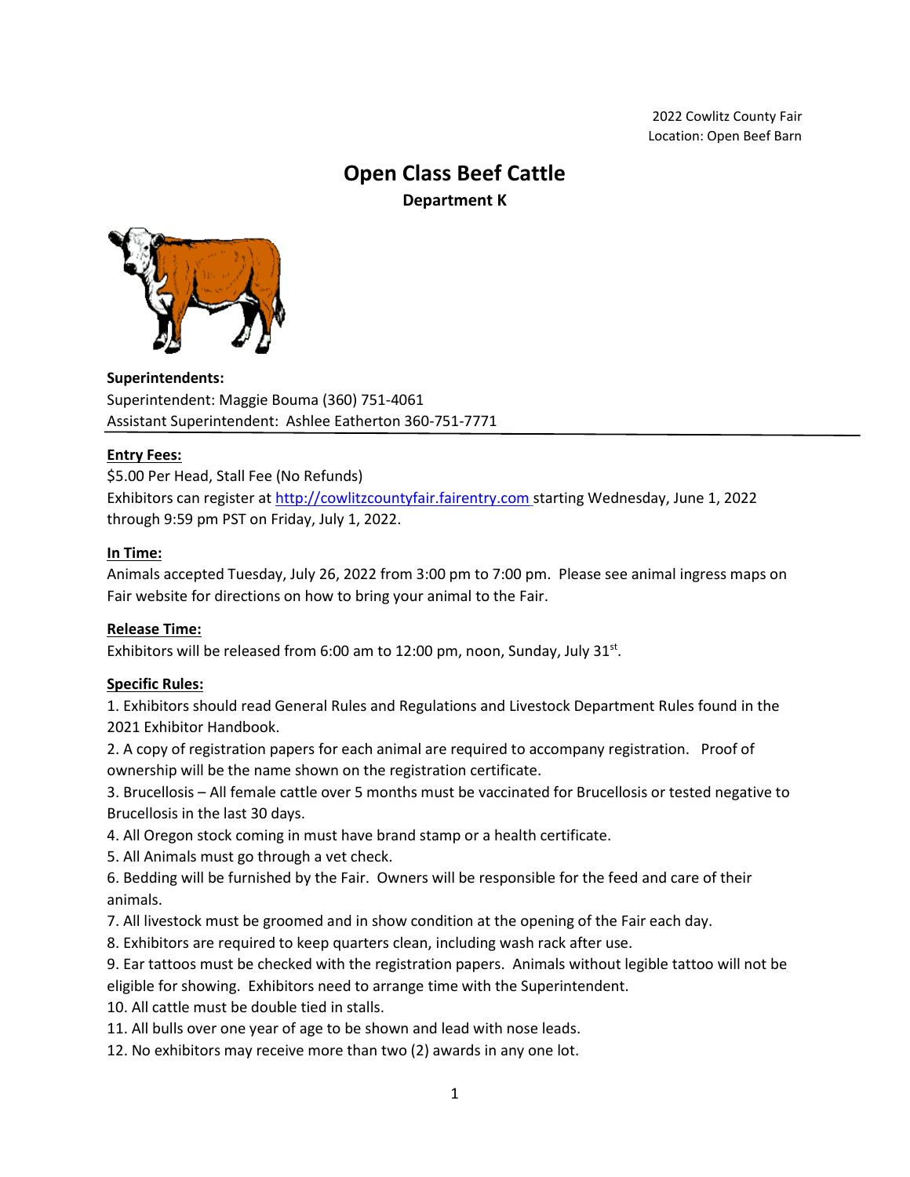2022 Cowlitz County Fair
Location: Open Beef Barn

# Open Class Beef Cattle

## Department K

**Superintendents:**
Superintendent: Maggie Bouma (360) 751-4061
Assistant Superintendent: Ashlee Eatherton 360-751-7771

**Entry Fees:**
$5.00 Per Head, Stall Fee (No Refunds)
Exhibitors can register at http://cowlitzcountyfair.fairentry.com starting Wednesday, June 1, 2022 through 9:59 pm PST on Friday, July 1, 2022.

**In Time:**
Animals accepted Tuesday, July 26, 2022 from 3:00 pm to 7:00 pm. Please see animal ingress maps on Fair website for directions on how to bring your animal to the Fair.

**Release Time:**
Exhibitors will be released from 6:00 am to 12:00 pm, noon, Sunday, July 31st.

**Specific Rules:**

1. Exhibitors should read General Rules and Regulations and Livestock Department Rules found in the 2021 Exhibitor Handbook.
2. A copy of registration papers for each animal are required to accompany registration. Proof of ownership will be the name shown on the registration certificate.
3. Brucellosis – All female cattle over 5 months must be vaccinated for Brucellosis or tested negative to Brucellosis in the last 30 days.
4. All Oregon stock coming in must have brand stamp or a health certificate.
5. All Animals must go through a vet check.
6. Bedding will be furnished by the Fair. Owners will be responsible for the feed and care of their animals.
7. All livestock must be groomed and in show condition at the opening of the Fair each day.
8. Exhibitors are required to keep quarters clean, including wash rack after use.
9. Ear tattoos must be checked with the registration papers. Animals without legible tattoo will not be eligible for showing. Exhibitors need to arrange time with the Superintendent.
10. All cattle must be double tied in stalls.
11. All bulls over one year of age to be shown and lead with nose leads.
12. No exhibitors may receive more than two (2) awards in any one lot.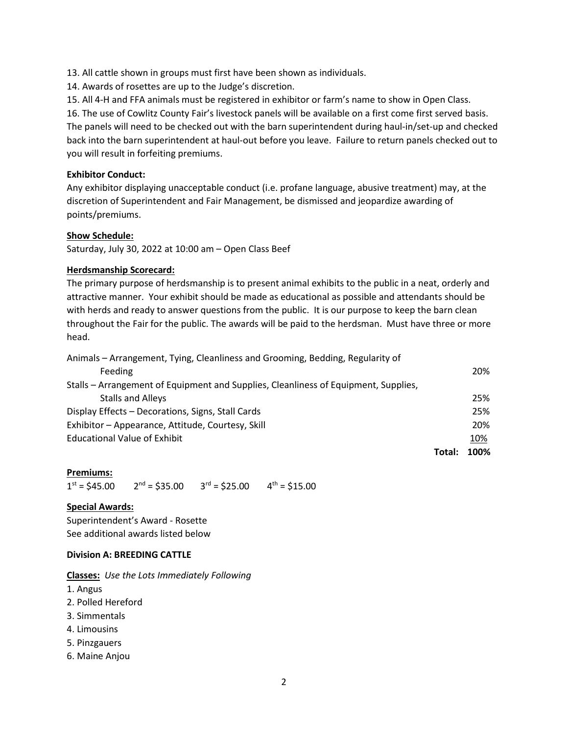13. All cattle shown in groups must first have been shown as individuals.
14. Awards of rosettes are up to the Judge's discretion.
15. All 4-H and FFA animals must be registered in exhibitor or farm's name to show in Open Class.
16. The use of Cowlitz County Fair's livestock panels will be available on a first come first served basis. The panels will need to be checked out with the barn superintendent during haul-in/set-up and checked back into the barn superintendent at haul-out before you leave. Failure to return panels checked out to you will result in forfeiting premiums.

**Exhibitor Conduct:**
Any exhibitor displaying unacceptable conduct (i.e. profane language, abusive treatment) may, at the discretion of Superintendent and Fair Management, be dismissed and jeopardize awarding of points/premiums.

**Show Schedule:**
Saturday, July 30, 2022 at 10:00 am – Open Class Beef

**Herdsmanship Scorecard:**
The primary purpose of herdsmanship is to present animal exhibits to the public in a neat, orderly and attractive manner. Your exhibit should be made as educational as possible and attendants should be with herds and ready to answer questions from the public. It is our purpose to keep the barn clean throughout the Fair for the public. The awards will be paid to the herdsman. Must have three or more head.

| | |
|---|---|
| Animals – Arrangement, Tying, Cleanliness and Grooming, Bedding, Regularity of Feeding | 20% |
| Stalls – Arrangement of Equipment and Supplies, Cleanliness of Equipment, Supplies, Stalls and Alleys | 25% |
| Display Effects – Decorations, Signs, Stall Cards | 25% |
| Exhibitor – Appearance, Attitude, Courtesy, Skill | 20% |
| Educational Value of Exhibit | 10% |
| **Total:** | **100%** |

**Premiums:**
1st = $45.00 2nd = $35.00 3rd = $25.00 4th = $15.00

**Special Awards:**
Superintendent's Award - Rosette
See additional awards listed below

**Division A: BREEDING CATTLE**

**Classes:** *Use the Lots Immediately Following*
1. Angus
2. Polled Hereford
3. Simmentals
4. Limousins
5. Pinzgauers
6. Maine Anjou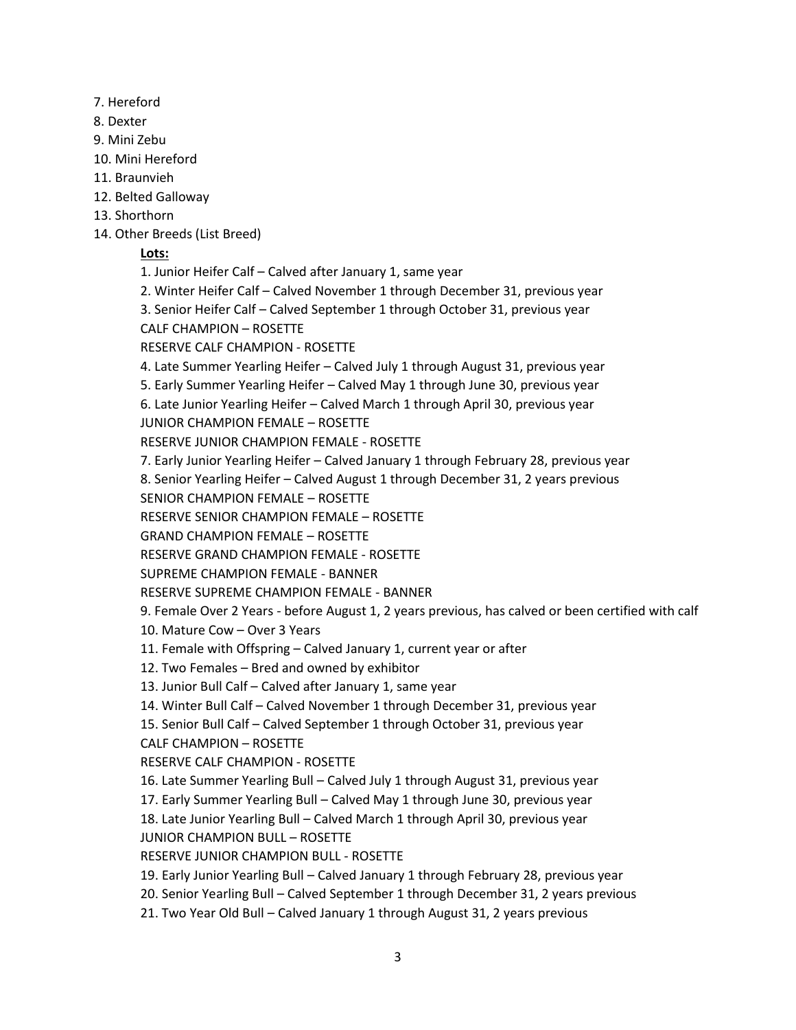7. Hereford
8. Dexter
9. Mini Zebu
10. Mini Hereford
11. Braunvieh
12. Belted Galloway
13. Shorthorn
14. Other Breeds (List Breed)

**Lots:**

1. Junior Heifer Calf – Calved after January 1, same year
2. Winter Heifer Calf – Calved November 1 through December 31, previous year
3. Senior Heifer Calf – Calved September 1 through October 31, previous year

CALF CHAMPION – ROSETTE

RESERVE CALF CHAMPION - ROSETTE

4. Late Summer Yearling Heifer – Calved July 1 through August 31, previous year
5. Early Summer Yearling Heifer – Calved May 1 through June 30, previous year
6. Late Junior Yearling Heifer – Calved March 1 through April 30, previous year

JUNIOR CHAMPION FEMALE – ROSETTE

RESERVE JUNIOR CHAMPION FEMALE - ROSETTE

7. Early Junior Yearling Heifer – Calved January 1 through February 28, previous year
8. Senior Yearling Heifer – Calved August 1 through December 31, 2 years previous

SENIOR CHAMPION FEMALE – ROSETTE

RESERVE SENIOR CHAMPION FEMALE – ROSETTE

GRAND CHAMPION FEMALE – ROSETTE

RESERVE GRAND CHAMPION FEMALE - ROSETTE

SUPREME CHAMPION FEMALE - BANNER

RESERVE SUPREME CHAMPION FEMALE - BANNER

9. Female Over 2 Years - before August 1, 2 years previous, has calved or been certified with calf
10. Mature Cow – Over 3 Years
11. Female with Offspring – Calved January 1, current year or after
12. Two Females – Bred and owned by exhibitor
13. Junior Bull Calf – Calved after January 1, same year
14. Winter Bull Calf – Calved November 1 through December 31, previous year
15. Senior Bull Calf – Calved September 1 through October 31, previous year

CALF CHAMPION – ROSETTE

RESERVE CALF CHAMPION - ROSETTE

16. Late Summer Yearling Bull – Calved July 1 through August 31, previous year
17. Early Summer Yearling Bull – Calved May 1 through June 30, previous year
18. Late Junior Yearling Bull – Calved March 1 through April 30, previous year

JUNIOR CHAMPION BULL – ROSETTE

RESERVE JUNIOR CHAMPION BULL - ROSETTE

19. Early Junior Yearling Bull – Calved January 1 through February 28, previous year
20. Senior Yearling Bull – Calved September 1 through December 31, 2 years previous
21. Two Year Old Bull – Calved January 1 through August 31, 2 years previous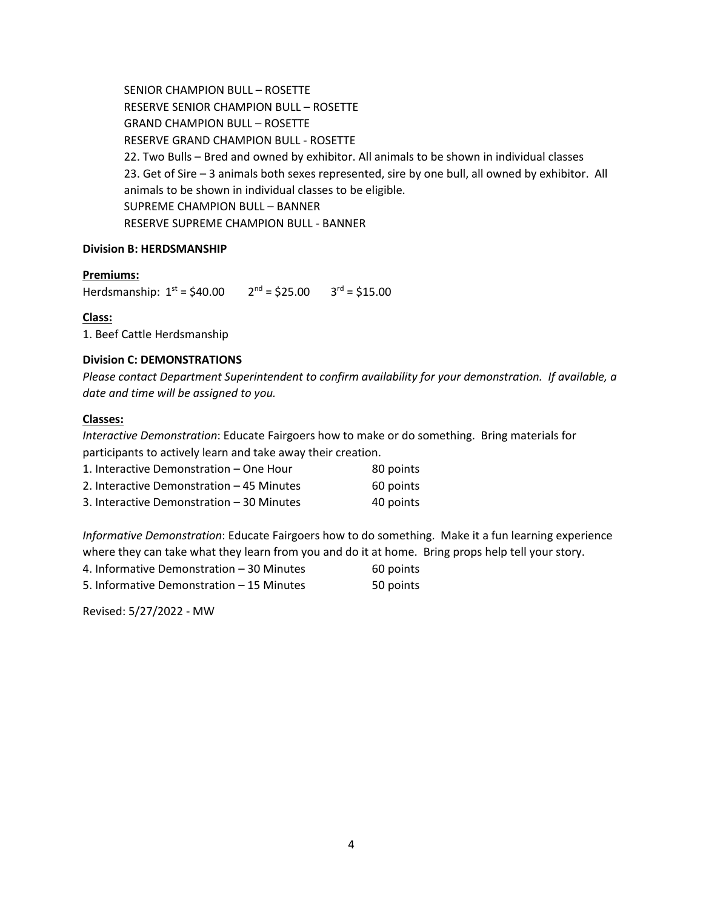SENIOR CHAMPION BULL – ROSETTE
RESERVE SENIOR CHAMPION BULL – ROSETTE
GRAND CHAMPION BULL – ROSETTE
RESERVE GRAND CHAMPION BULL - ROSETTE
22. Two Bulls – Bred and owned by exhibitor. All animals to be shown in individual classes
23. Get of Sire – 3 animals both sexes represented, sire by one bull, all owned by exhibitor. All animals to be shown in individual classes to be eligible.
SUPREME CHAMPION BULL – BANNER
RESERVE SUPREME CHAMPION BULL - BANNER

**Division B: HERDSMANSHIP**

**Premiums:**

Herdsmanship: 1st = $40.00 2nd = $25.00 3rd = $15.00

**Class:**

1. Beef Cattle Herdsmanship

**Division C: DEMONSTRATIONS**

*Please contact Department Superintendent to confirm availability for your demonstration. If available, a date and time will be assigned to you.*

**Classes:**

*Interactive Demonstration*: Educate Fairgoers how to make or do something. Bring materials for participants to actively learn and take away their creation.

1. Interactive Demonstration – One Hour 80 points
2. Interactive Demonstration – 45 Minutes 60 points
3. Interactive Demonstration – 30 Minutes 40 points

*Informative Demonstration*: Educate Fairgoers how to do something. Make it a fun learning experience where they can take what they learn from you and do it at home. Bring props help tell your story.

4. Informative Demonstration – 30 Minutes 60 points
5. Informative Demonstration – 15 Minutes 50 points

Revised: 5/27/2022 - MW